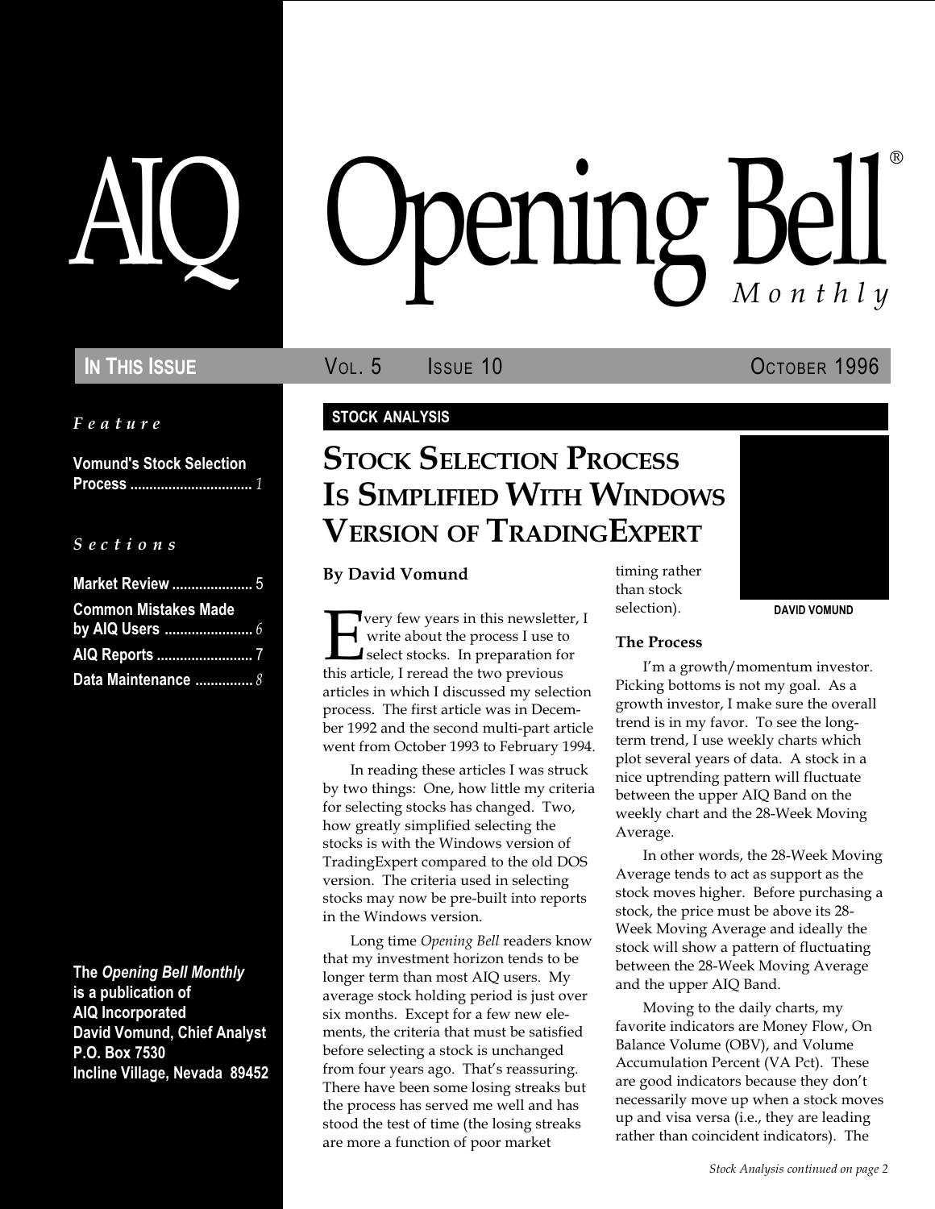# AIQ Opening Bell® Monthly

**In This Issue** Vol. 5 Issue 10 October 1996

*Feature*

**Vomund's Stock Selection Process** ........ *1*

*Sections*

**Market Review** ........ 5

**Common Mistakes Made by AIQ Users** ........ *6*

**AIQ Reports** ........ 7

**Data Maintenance** ........ *8*

**The *Opening Bell Monthly* is a publication of AIQ Incorporated David Vomund, Chief Analyst P.O. Box 7530 Incline Village, Nevada 89452**

**STOCK ANALYSIS**

## Stock Selection Process Is Simplified With Windows Version of TradingExpert

**By David Vomund**

DAVID VOMUND

Every few years in this newsletter, I write about the process I use to select stocks. In preparation for this article, I reread the two previous articles in which I discussed my selection process. The first article was in December 1992 and the second multi-part article went from October 1993 to February 1994.

In reading these articles I was struck by two things: One, how little my criteria for selecting stocks has changed. Two, how greatly simplified selecting the stocks is with the Windows version of TradingExpert compared to the old DOS version. The criteria used in selecting stocks may now be pre-built into reports in the Windows version.

Long time *Opening Bell* readers know that my investment horizon tends to be longer term than most AIQ users. My average stock holding period is just over six months. Except for a few new elements, the criteria that must be satisfied before selecting a stock is unchanged from four years ago. That's reassuring. There have been some losing streaks but the process has served me well and has stood the test of time (the losing streaks are more a function of poor market timing rather than stock selection).

### The Process

I'm a growth/momentum investor. Picking bottoms is not my goal. As a growth investor, I make sure the overall trend is in my favor. To see the long-term trend, I use weekly charts which plot several years of data. A stock in a nice uptrending pattern will fluctuate between the upper AIQ Band on the weekly chart and the 28-Week Moving Average.

In other words, the 28-Week Moving Average tends to act as support as the stock moves higher. Before purchasing a stock, the price must be above its 28-Week Moving Average and ideally the stock will show a pattern of fluctuating between the 28-Week Moving Average and the upper AIQ Band.

Moving to the daily charts, my favorite indicators are Money Flow, On Balance Volume (OBV), and Volume Accumulation Percent (VA Pct). These are good indicators because they don't necessarily move up when a stock moves up and visa versa (i.e., they are leading rather than coincident indicators). The

*Stock Analysis continued on page 2*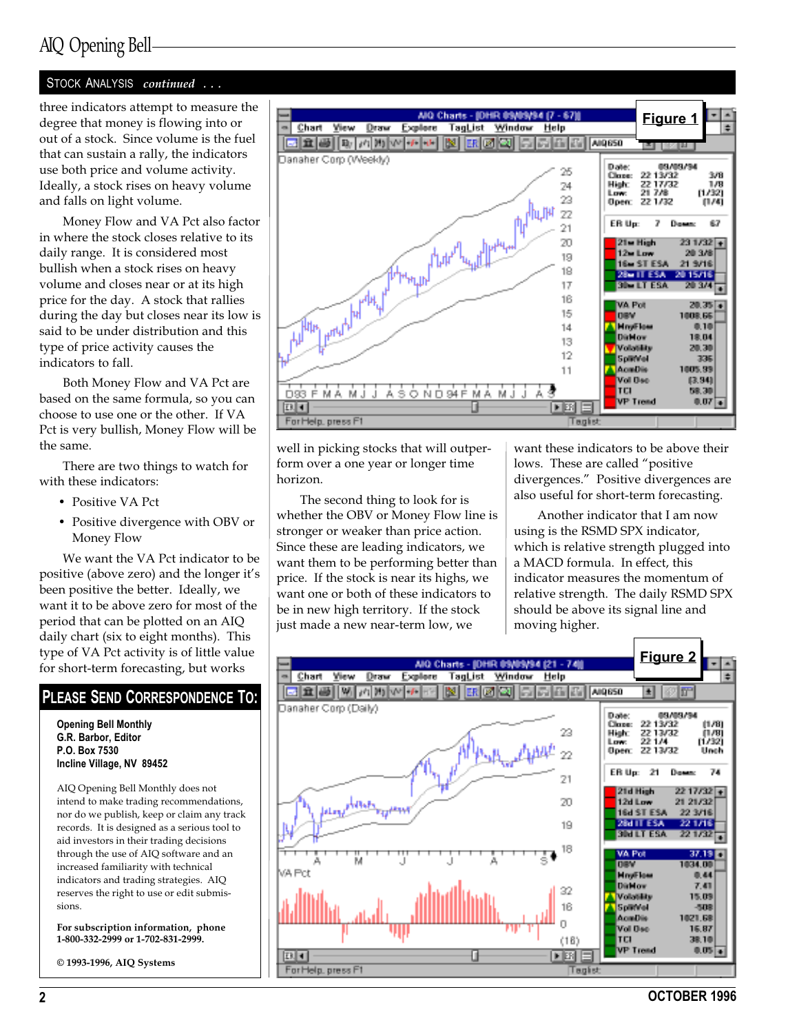## STOCK ANALYSIS *continued . . .*

three indicators attempt to measure the degree that money is flowing into or out of a stock. Since volume is the fuel that can sustain a rally, the indicators use both price and volume activity. Ideally, a stock rises on heavy volume and falls on light volume.

Money Flow and VA Pct also factor in where the stock closes relative to its daily range. It is considered most bullish when a stock rises on heavy volume and closes near or at its high price for the day. A stock that rallies during the day but closes near its low is said to be under distribution and this type of price activity causes the indicators to fall.

Both Money Flow and VA Pct are based on the same formula, so you can choose to use one or the other. If VA Pct is very bullish, Money Flow will be the same.

There are two things to watch for with these indicators:

- Positive VA Pct
- Positive divergence with OBV or Money Flow

We want the VA Pct indicator to be positive (above zero) and the longer it's been positive the better. Ideally, we want it to be above zero for most of the period that can be plotted on an AIQ daily chart (six to eight months). This type of VA Pct activity is of little value for short-term forecasting, but works well in picking stocks that will outperform over a one year or longer time horizon.

The second thing to look for is whether the OBV or Money Flow line is stronger or weaker than price action. Since these are leading indicators, we want them to be performing better than price. If the stock is near its highs, we want one or both of these indicators to be in new high territory. If the stock just made a new near-term low, we want these indicators to be above their lows. These are called "positive divergences." Positive divergences are also useful for short-term forecasting.

Another indicator that I am now using is the RSMD SPX indicator, which is relative strength plugged into a MACD formula. In effect, this indicator measures the momentum of relative strength. The daily RSMD SPX should be above its signal line and moving higher.

**Figure 1**

**Figure 2**

## PLEASE SEND CORRESPONDENCE TO:

**Opening Bell Monthly**
**G.R. Barbor, Editor**
**P.O. Box 7530**
**Incline Village, NV 89452**

AIQ Opening Bell Monthly does not intend to make trading recommendations, nor do we publish, keep or claim any track records. It is designed as a serious tool to aid investors in their trading decisions through the use of AIQ software and an increased familiarity with technical indicators and trading strategies. AIQ reserves the right to use or edit submissions.

**For subscription information, phone 1-800-332-2999 or 1-702-831-2999.**

**© 1993-1996, AIQ Systems**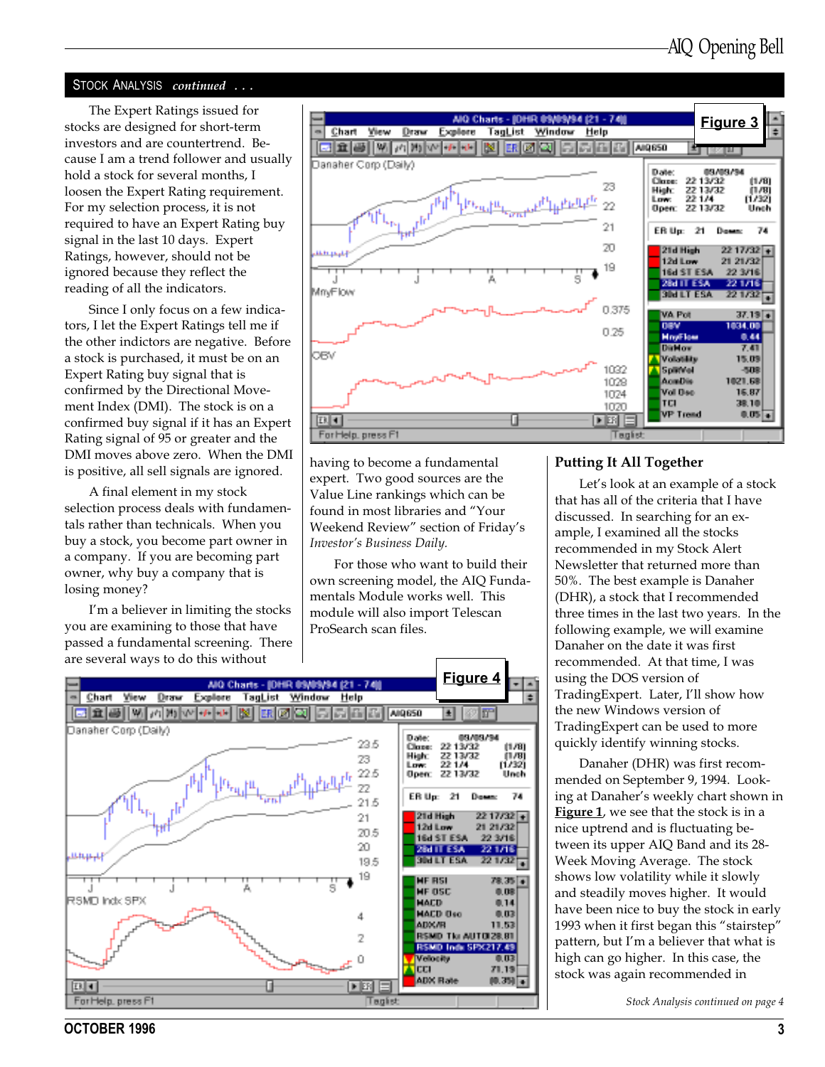## STOCK ANALYSIS *continued . . .*

The Expert Ratings issued for stocks are designed for short-term investors and are countertrend. Because I am a trend follower and usually hold a stock for several months, I loosen the Expert Rating requirement. For my selection process, it is not required to have an Expert Rating buy signal in the last 10 days. Expert Ratings, however, should not be ignored because they reflect the reading of all the indicators.

Since I only focus on a few indicators, I let the Expert Ratings tell me if the other indictors are negative. Before a stock is purchased, it must be on an Expert Rating buy signal that is confirmed by the Directional Movement Index (DMI). The stock is on a confirmed buy signal if it has an Expert Rating signal of 95 or greater and the DMI moves above zero. When the DMI is positive, all sell signals are ignored.

A final element in my stock selection process deals with fundamentals rather than technicals. When you buy a stock, you become part owner in a company. If you are becoming part owner, why buy a company that is losing money?

I'm a believer in limiting the stocks you are examining to those that have passed a fundamental screening. There are several ways to do this without having to become a fundamental expert. Two good sources are the Value Line rankings which can be found in most libraries and "Your Weekend Review" section of Friday's *Investor's Business Daily.*

For those who want to build their own screening model, the AIQ Fundamentals Module works well. This module will also import Telescan ProSearch scan files.

**Figure 3**

**Figure 4**

### Putting It All Together

Let's look at an example of a stock that has all of the criteria that I have discussed. In searching for an example, I examined all the stocks recommended in my Stock Alert Newsletter that returned more than 50%. The best example is Danaher (DHR), a stock that I recommended three times in the last two years. In the following example, we will examine Danaher on the date it was first recommended. At that time, I was using the DOS version of TradingExpert. Later, I'll show how the new Windows version of TradingExpert can be used to more quickly identify winning stocks.

Danaher (DHR) was first recommended on September 9, 1994. Looking at Danaher's weekly chart shown in **Figure 1**, we see that the stock is in a nice uptrend and is fluctuating between its upper AIQ Band and its 28-Week Moving Average. The stock shows low volatility while it slowly and steadily moves higher. It would have been nice to buy the stock in early 1993 when it first began this "stairstep" pattern, but I'm a believer that what is high can go higher. In this case, the stock was again recommended in

*Stock Analysis continued on page 4*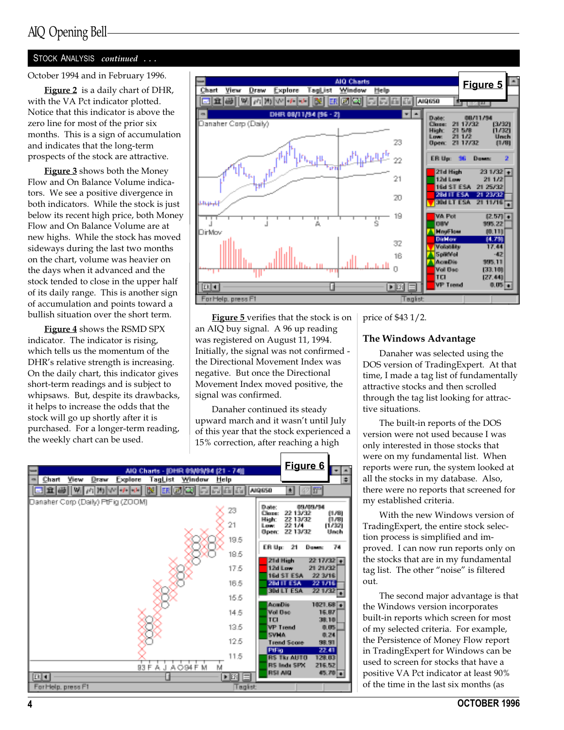## Stock Analysis *continued . . .*

October 1994 and in February 1996.

**Figure 2** is a daily chart of DHR, with the VA Pct indicator plotted. Notice that this indicator is above the zero line for most of the prior six months. This is a sign of accumulation and indicates that the long-term prospects of the stock are attractive.

**Figure 3** shows both the Money Flow and On Balance Volume indicators. We see a positive divergence in both indicators. While the stock is just below its recent high price, both Money Flow and On Balance Volume are at new highs. While the stock has moved sideways during the last two months on the chart, volume was heavier on the days when it advanced and the stock tended to close in the upper half of its daily range. This is another sign of accumulation and points toward a bullish situation over the short term.

**Figure 4** shows the RSMD SPX indicator. The indicator is rising, which tells us the momentum of the DHR's relative strength is increasing. On the daily chart, this indicator gives short-term readings and is subject to whipsaws. But, despite its drawbacks, it helps to increase the odds that the stock will go up shortly after it is purchased. For a longer-term reading, the weekly chart can be used.

**Figure 5**

**Figure 5** verifies that the stock is on an AIQ buy signal. A 96 up reading was registered on August 11, 1994. Initially, the signal was not confirmed - the Directional Movement Index was negative. But once the Directional Movement Index moved positive, the signal was confirmed.

Danaher continued its steady upward march and it wasn't until July of this year that the stock experienced a 15% correction, after reaching a high price of $43 1/2.

**Figure 6**

### The Windows Advantage

Danaher was selected using the DOS version of TradingExpert. At that time, I made a tag list of fundamentally attractive stocks and then scrolled through the tag list looking for attractive situations.

The built-in reports of the DOS version were not used because I was only interested in those stocks that were on my fundamental list. When reports were run, the system looked at all the stocks in my database. Also, there were no reports that screened for my established criteria.

With the new Windows version of TradingExpert, the entire stock selection process is simplified and improved. I can now run reports only on the stocks that are in my fundamental tag list. The other "noise" is filtered out.

The second major advantage is that the Windows version incorporates built-in reports which screen for most of my selected criteria. For example, the Persistence of Money Flow report in TradingExpert for Windows can be used to screen for stocks that have a positive VA Pct indicator at least 90% of the time in the last six months (as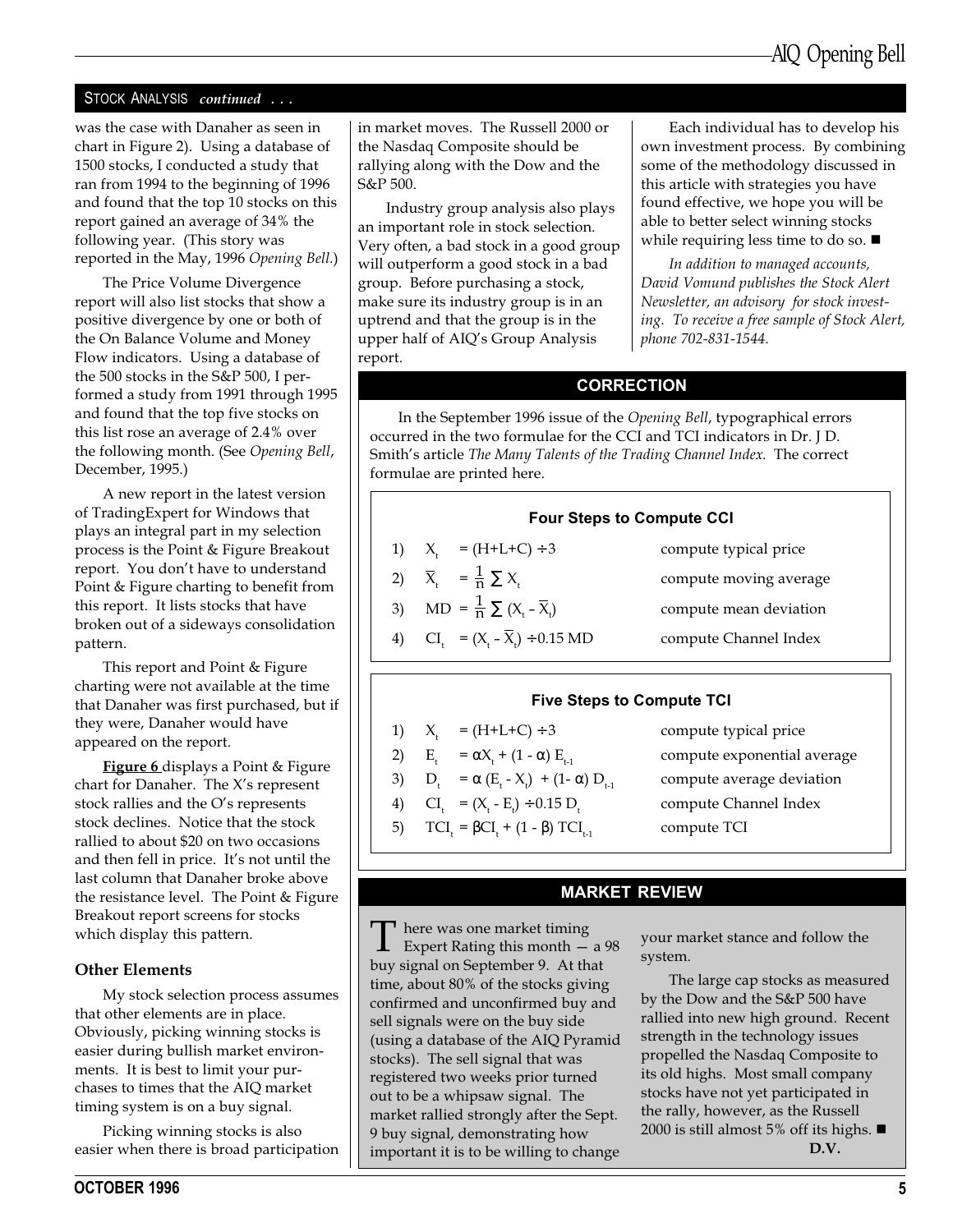## STOCK ANALYSIS *continued . . .*

was the case with Danaher as seen in chart in Figure 2). Using a database of 1500 stocks, I conducted a study that ran from 1994 to the beginning of 1996 and found that the top 10 stocks on this report gained an average of 34% the following year. (This story was reported in the May, 1996 *Opening Bell.*)

The Price Volume Divergence report will also list stocks that show a positive divergence by one or both of the On Balance Volume and Money Flow indicators. Using a database of the 500 stocks in the S&P 500, I performed a study from 1991 through 1995 and found that the top five stocks on this list rose an average of 2.4% over the following month. (See *Opening Bell*, December, 1995.)

A new report in the latest version of TradingExpert for Windows that plays an integral part in my selection process is the Point & Figure Breakout report. You don't have to understand Point & Figure charting to benefit from this report. It lists stocks that have broken out of a sideways consolidation pattern.

This report and Point & Figure charting were not available at the time that Danaher was first purchased, but if they were, Danaher would have appeared on the report.

**Figure 6** displays a Point & Figure chart for Danaher. The X's represent stock rallies and the O's represents stock declines. Notice that the stock rallied to about $20 on two occasions and then fell in price. It's not until the last column that Danaher broke above the resistance level. The Point & Figure Breakout report screens for stocks which display this pattern.

### Other Elements

My stock selection process assumes that other elements are in place. Obviously, picking winning stocks is easier during bullish market environments. It is best to limit your purchases to times that the AIQ market timing system is on a buy signal.

Picking winning stocks is also easier when there is broad participation in market moves. The Russell 2000 or the Nasdaq Composite should be rallying along with the Dow and the S&P 500.

Industry group analysis also plays an important role in stock selection. Very often, a bad stock in a good group will outperform a good stock in a bad group. Before purchasing a stock, make sure its industry group is in an uptrend and that the group is in the upper half of AIQ's Group Analysis report.

Each individual has to develop his own investment process. By combining some of the methodology discussed in this article with strategies you have found effective, we hope you will be able to better select winning stocks while requiring less time to do so. ■

*In addition to managed accounts, David Vomund publishes the Stock Alert Newsletter, an advisory for stock investing. To receive a free sample of Stock Alert, phone 702-831-1544.*

## CORRECTION

In the September 1996 issue of the *Opening Bell*, typographical errors occurred in the two formulae for the CCI and TCI indicators in Dr. J D. Smith's article *The Many Talents of the Trading Channel Index.* The correct formulae are printed here.

**Four Steps to Compute CCI**

1) $X_t = (H+L+C) \div 3$ — compute typical price
2) $\bar{X}_t = \frac{1}{n} \sum X_t$ — compute moving average
3) $MD = \frac{1}{n} \sum (X_t - \bar{X}_t)$ — compute mean deviation
4) $CI_t = (X_t - \bar{X}_t) \div 0.15\ MD$ — compute Channel Index

**Five Steps to Compute TCI**

1) $X_t = (H+L+C) \div 3$ — compute typical price
2) $E_t = \alpha X_t + (1 - \alpha) E_{t-1}$ — compute exponential average
3) $D_t = \alpha (E_t - X_t) + (1 - \alpha) D_{t-1}$ — compute average deviation
4) $CI_t = (X_t - E_t) \div 0.15\ D_t$ — compute Channel Index
5) $TCI_t = \beta CI_t + (1 - \beta) TCI_{t-1}$ — compute TCI

## MARKET REVIEW

There was one market timing Expert Rating this month — a 98 buy signal on September 9. At that time, about 80% of the stocks giving confirmed and unconfirmed buy and sell signals were on the buy side (using a database of the AIQ Pyramid stocks). The sell signal that was registered two weeks prior turned out to be a whipsaw signal. The market rallied strongly after the Sept. 9 buy signal, demonstrating how important it is to be willing to change your market stance and follow the system.

The large cap stocks as measured by the Dow and the S&P 500 have rallied into new high ground. Recent strength in the technology issues propelled the Nasdaq Composite to its old highs. Most small company stocks have not yet participated in the rally, however, as the Russell 2000 is still almost 5% off its highs. ■

**D.V.**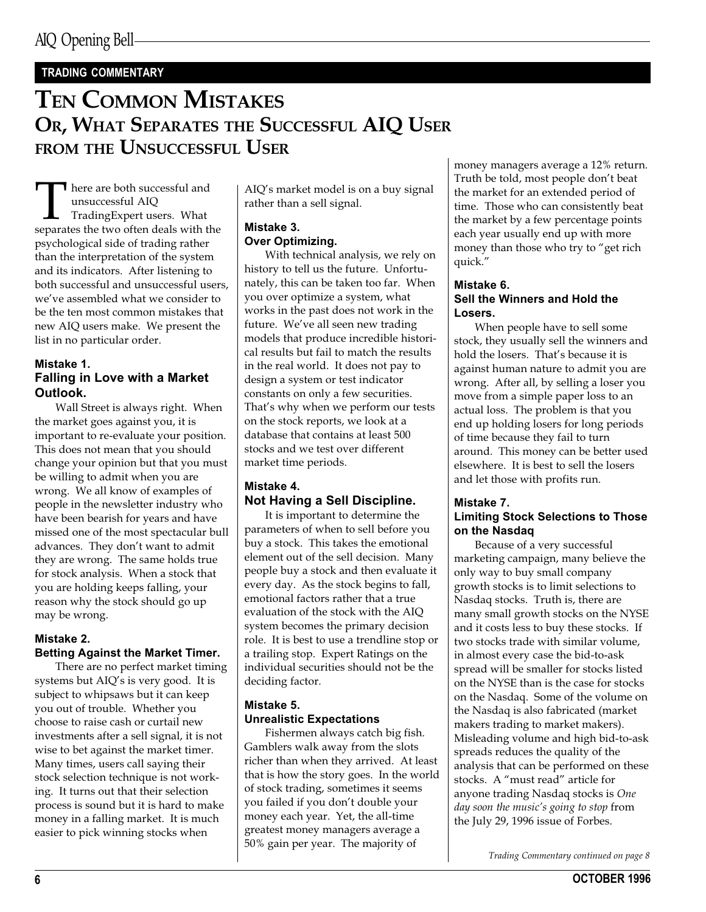**TRADING COMMENTARY**

# TEN COMMON MISTAKES

## OR, WHAT SEPARATES THE SUCCESSFUL AIQ USER FROM THE UNSUCCESSFUL USER

There are both successful and unsuccessful AIQ TradingExpert users. What separates the two often deals with the psychological side of trading rather than the interpretation of the system and its indicators. After listening to both successful and unsuccessful users, we've assembled what we consider to be the ten most common mistakes that new AIQ users make. We present the list in no particular order.

### Mistake 1. Falling in Love with a Market Outlook.

Wall Street is always right. When the market goes against you, it is important to re-evaluate your position. This does not mean that you should change your opinion but that you must be willing to admit when you are wrong. We all know of examples of people in the newsletter industry who have been bearish for years and have missed one of the most spectacular bull advances. They don't want to admit they are wrong. The same holds true for stock analysis. When a stock that you are holding keeps falling, your reason why the stock should go up may be wrong.

### Mistake 2. Betting Against the Market Timer.

There are no perfect market timing systems but AIQ's is very good. It is subject to whipsaws but it can keep you out of trouble. Whether you choose to raise cash or curtail new investments after a sell signal, it is not wise to bet against the market timer. Many times, users call saying their stock selection technique is not working. It turns out that their selection process is sound but it is hard to make money in a falling market. It is much easier to pick winning stocks when AIQ's market model is on a buy signal rather than a sell signal.

### Mistake 3. Over Optimizing.

With technical analysis, we rely on history to tell us the future. Unfortunately, this can be taken too far. When you over optimize a system, what works in the past does not work in the future. We've all seen new trading models that produce incredible historical results but fail to match the results in the real world. It does not pay to design a system or test indicator constants on only a few securities. That's why when we perform our tests on the stock reports, we look at a database that contains at least 500 stocks and we test over different market time periods.

### Mistake 4. Not Having a Sell Discipline.

It is important to determine the parameters of when to sell before you buy a stock. This takes the emotional element out of the sell decision. Many people buy a stock and then evaluate it every day. As the stock begins to fall, emotional factors rather that a true evaluation of the stock with the AIQ system becomes the primary decision role. It is best to use a trendline stop or a trailing stop. Expert Ratings on the individual securities should not be the deciding factor.

### Mistake 5. Unrealistic Expectations

Fishermen always catch big fish. Gamblers walk away from the slots richer than when they arrived. At least that is how the story goes. In the world of stock trading, sometimes it seems you failed if you don't double your money each year. Yet, the all-time greatest money managers average a 50% gain per year. The majority of money managers average a 12% return. Truth be told, most people don't beat the market for an extended period of time. Those who can consistently beat the market by a few percentage points each year usually end up with more money than those who try to "get rich quick."

### Mistake 6. Sell the Winners and Hold the Losers.

When people have to sell some stock, they usually sell the winners and hold the losers. That's because it is against human nature to admit you are wrong. After all, by selling a loser you move from a simple paper loss to an actual loss. The problem is that you end up holding losers for long periods of time because they fail to turn around. This money can be better used elsewhere. It is best to sell the losers and let those with profits run.

### Mistake 7. Limiting Stock Selections to Those on the Nasdaq

Because of a very successful marketing campaign, many believe the only way to buy small company growth stocks is to limit selections to Nasdaq stocks. Truth is, there are many small growth stocks on the NYSE and it costs less to buy these stocks. If two stocks trade with similar volume, in almost every case the bid-to-ask spread will be smaller for stocks listed on the NYSE than is the case for stocks on the Nasdaq. Some of the volume on the Nasdaq is also fabricated (market makers trading to market makers). Misleading volume and high bid-to-ask spreads reduces the quality of the analysis that can be performed on these stocks. A "must read" article for anyone trading Nasdaq stocks is *One day soon the music's going to stop* from the July 29, 1996 issue of Forbes.

*Trading Commentary continued on page 8*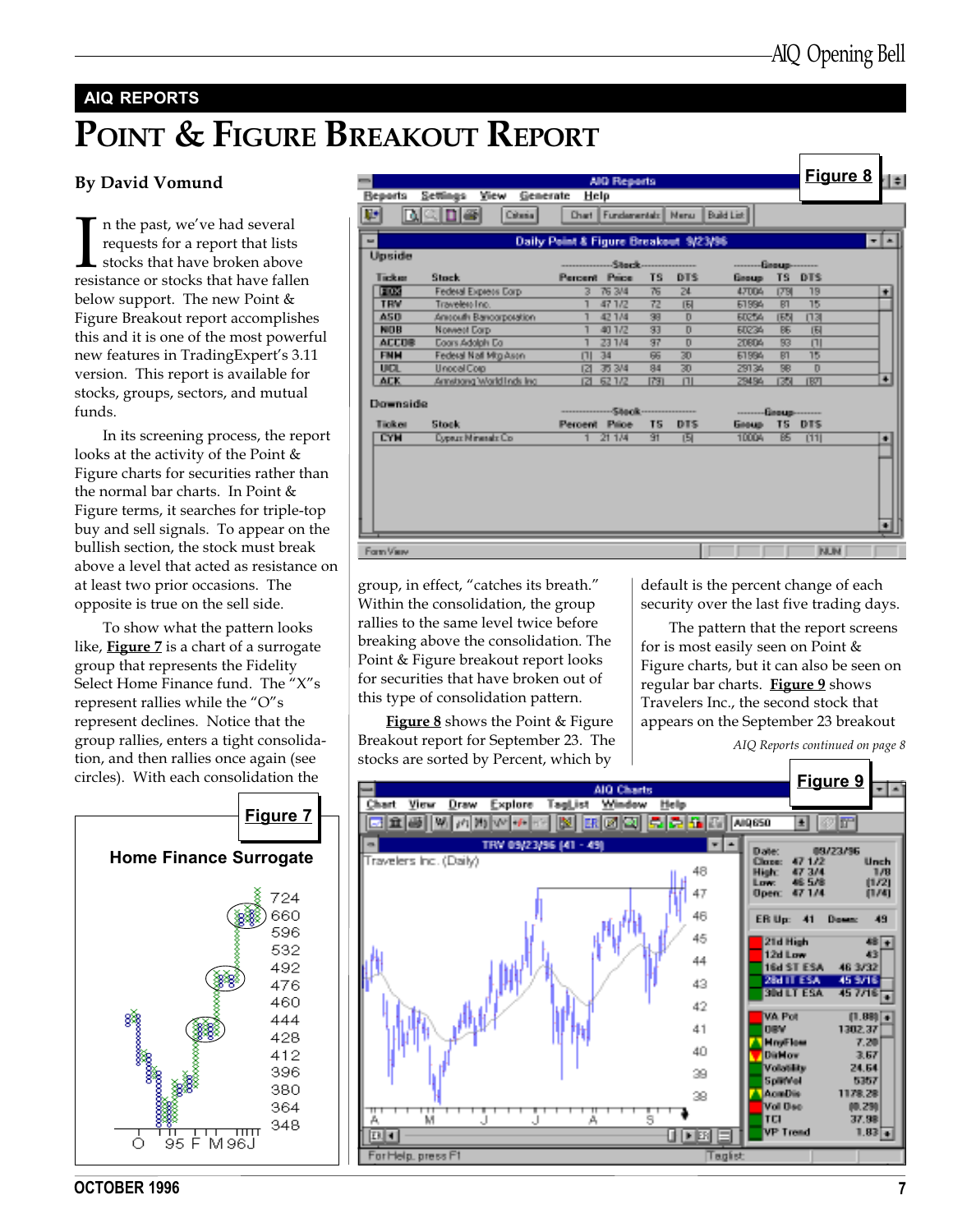AIQ REPORTS

# Point & Figure Breakout Report

**By David Vomund**

In the past, we've had several requests for a report that lists stocks that have broken above resistance or stocks that have fallen below support. The new Point & Figure Breakout report accomplishes this and it is one of the most powerful new features in TradingExpert's 3.11 version. This report is available for stocks, groups, sectors, and mutual funds.

In its screening process, the report looks at the activity of the Point & Figure charts for securities rather than the normal bar charts. In Point & Figure terms, it searches for triple-top buy and sell signals. To appear on the bullish section, the stock must break above a level that acted as resistance on at least two prior occasions. The opposite is true on the sell side.

To show what the pattern looks like, **Figure 7** is a chart of a surrogate group that represents the Fidelity Select Home Finance fund. The "X"s represent rallies while the "O"s represent declines. Notice that the group rallies, enters a tight consolidation, and then rallies once again (see circles). With each consolidation the group, in effect, "catches its breath." Within the consolidation, the group rallies to the same level twice before breaking above the consolidation. The Point & Figure breakout report looks for securities that have broken out of this type of consolidation pattern.

**Figure 8** shows the Point & Figure Breakout report for September 23. The stocks are sorted by Percent, which by default is the percent change of each security over the last five trading days.

The pattern that the report screens for is most easily seen on Point & Figure charts, but it can also be seen on regular bar charts. **Figure 9** shows Travelers Inc., the second stock that appears on the September 23 breakout

*AIQ Reports continued on page 8*

**Figure 8**

Daily Point & Figure Breakout 9/23/96

Upside

| Ticker | Stock | Percent | Price | TS | DTS | Group | TS | DTS |
|---|---|---|---|---|---|---|---|---|
| FDX | Federal Express Corp | 3 | 76 3/4 | 76 | 24 | 4700A | (79) | 19 |
| TRV | Travelers Inc. | 1 | 47 1/2 | 72 | (6) | 6199A | 81 | 15 |
| ASO | Amsouth Bancorporation | 1 | 42 1/4 | 98 | 0 | 6025A | (65) | (13) |
| NOB | Norwest Corp | 1 | 40 1/2 | 93 | 0 | 6023A | 86 | (6) |
| ACCOB | Coors Adolph Co | 1 | 23 1/4 | 97 | 0 | 2080A | 93 | (1) |
| FNM | Federal Natl Mtg Assn | (1) | 34 | 66 | 30 | 6199A | 81 | 15 |
| UCL | Unocal Corp | (2) | 35 3/4 | 84 | 30 | 2913A | 98 | 0 |
| ACK | Armstrong World Inds Inc | (2) | 62 1/2 | (79) | (1) | 2949A | (35) | (87) |

Downside

| Ticker | Stock | Percent | Price | TS | DTS | Group | TS | DTS |
|---|---|---|---|---|---|---|---|---|
| CYM | Cyprus Minerals Co | 1 | 21 1/4 | 91 | (5) | 1000A | 85 | (11) |

**Figure 7**

Home Finance Surrogate

**Figure 9**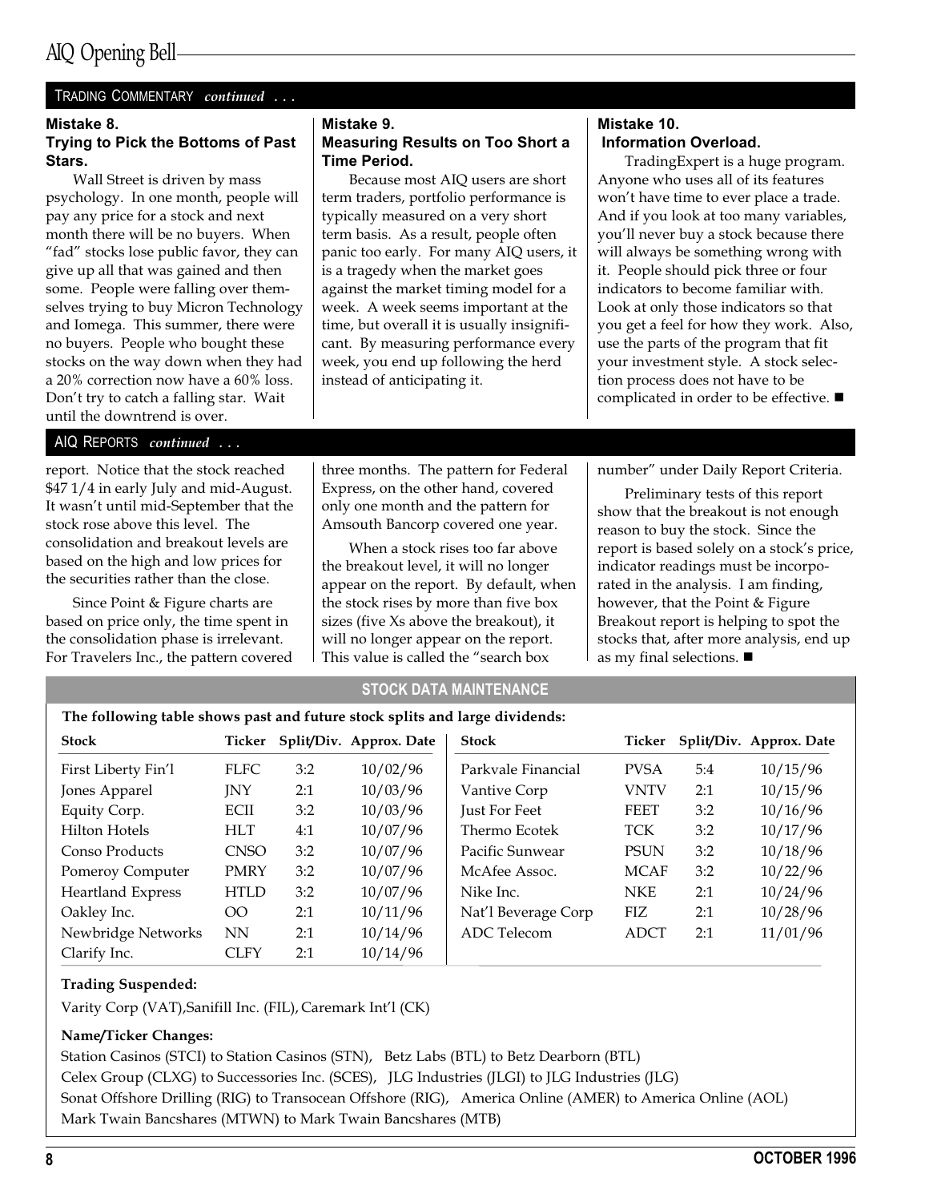## TRADING COMMENTARY *continued . . .*

### Mistake 8. Trying to Pick the Bottoms of Past Stars.

Wall Street is driven by mass psychology. In one month, people will pay any price for a stock and next month there will be no buyers. When "fad" stocks lose public favor, they can give up all that was gained and then some. People were falling over themselves trying to buy Micron Technology and Iomega. This summer, there were no buyers. People who bought these stocks on the way down when they had a 20% correction now have a 60% loss. Don't try to catch a falling star. Wait until the downtrend is over.

### Mistake 9. Measuring Results on Too Short a Time Period.

Because most AIQ users are short term traders, portfolio performance is typically measured on a very short term basis. As a result, people often panic too early. For many AIQ users, it is a tragedy when the market goes against the market timing model for a week. A week seems important at the time, but overall it is usually insignificant. By measuring performance every week, you end up following the herd instead of anticipating it.

### Mistake 10. Information Overload.

TradingExpert is a huge program. Anyone who uses all of its features won't have time to ever place a trade. And if you look at too many variables, you'll never buy a stock because there will always be something wrong with it. People should pick three or four indicators to become familiar with. Look at only those indicators so that you get a feel for how they work. Also, use the parts of the program that fit your investment style. A stock selection process does not have to be complicated in order to be effective. ■

## AIQ REPORTS *continued . . .*

report. Notice that the stock reached $47 1/4 in early July and mid-August. It wasn't until mid-September that the stock rose above this level. The consolidation and breakout levels are based on the high and low prices for the securities rather than the close.

Since Point & Figure charts are based on price only, the time spent in the consolidation phase is irrelevant. For Travelers Inc., the pattern covered three months. The pattern for Federal Express, on the other hand, covered only one month and the pattern for Amsouth Bancorp covered one year.

When a stock rises too far above the breakout level, it will no longer appear on the report. By default, when the stock rises by more than five box sizes (five Xs above the breakout), it will no longer appear on the report. This value is called the "search box number" under Daily Report Criteria.

Preliminary tests of this report show that the breakout is not enough reason to buy the stock. Since the report is based solely on a stock's price, indicator readings must be incorporated in the analysis. I am finding, however, that the Point & Figure Breakout report is helping to spot the stocks that, after more analysis, end up as my final selections. ■

## STOCK DATA MAINTENANCE

**The following table shows past and future stock splits and large dividends:**

| Stock | Ticker | Split/Div. | Approx. Date |
|---|---|---|---|
| First Liberty Fin'l | FLFC | 3:2 | 10/02/96 |
| Jones Apparel | JNY | 2:1 | 10/03/96 |
| Equity Corp. | ECII | 3:2 | 10/03/96 |
| Hilton Hotels | HLT | 4:1 | 10/07/96 |
| Conso Products | CNSO | 3:2 | 10/07/96 |
| Pomeroy Computer | PMRY | 3:2 | 10/07/96 |
| Heartland Express | HTLD | 3:2 | 10/07/96 |
| Oakley Inc. | OO | 2:1 | 10/11/96 |
| Newbridge Networks | NN | 2:1 | 10/14/96 |
| Clarify Inc. | CLFY | 2:1 | 10/14/96 |
| Parkvale Financial | PVSA | 5:4 | 10/15/96 |
| Vantive Corp | VNTV | 2:1 | 10/15/96 |
| Just For Feet | FEET | 3:2 | 10/16/96 |
| Thermo Ecotek | TCK | 3:2 | 10/17/96 |
| Pacific Sunwear | PSUN | 3:2 | 10/18/96 |
| McAfee Assoc. | MCAF | 3:2 | 10/22/96 |
| Nike Inc. | NKE | 2:1 | 10/24/96 |
| Nat'l Beverage Corp | FIZ | 2:1 | 10/28/96 |
| ADC Telecom | ADCT | 2:1 | 11/01/96 |

**Trading Suspended:**

Varity Corp (VAT), Sanifill Inc. (FIL), Caremark Int'l (CK)

**Name/Ticker Changes:**

Station Casinos (STCI) to Station Casinos (STN), Betz Labs (BTL) to Betz Dearborn (BTL)
Celex Group (CLXG) to Successories Inc. (SCES), JLG Industries (JLGI) to JLG Industries (JLG)
Sonat Offshore Drilling (RIG) to Transocean Offshore (RIG), America Online (AMER) to America Online (AOL)
Mark Twain Bancshares (MTWN) to Mark Twain Bancshares (MTB)